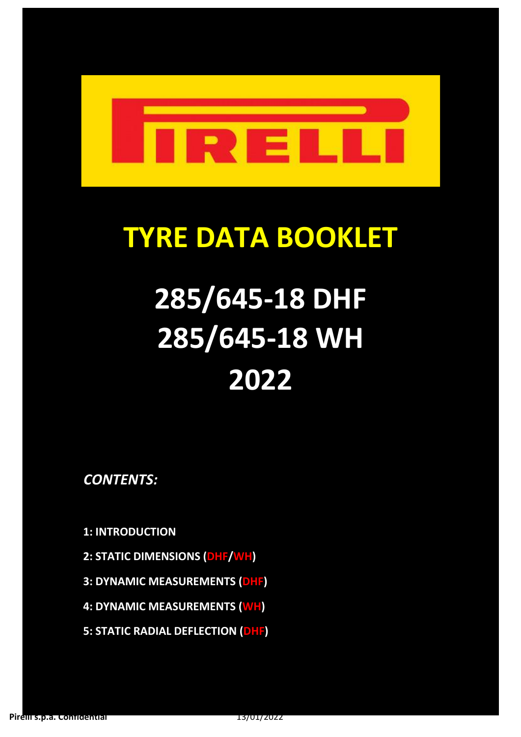PIRELLI

# TYRE DATA BOOKLET

# 285/645-18 DHF
# 285/645-18 WH
# 2022

***CONTENTS:***

**1: INTRODUCTION**

**2: STATIC DIMENSIONS (DHF/WH)**

**3: DYNAMIC MEASUREMENTS (DHF)**

**4: DYNAMIC MEASUREMENTS (WH)**

**5: STATIC RADIAL DEFLECTION (DHF)**

**Pirelli s.p.a. Confidential** 13/01/2022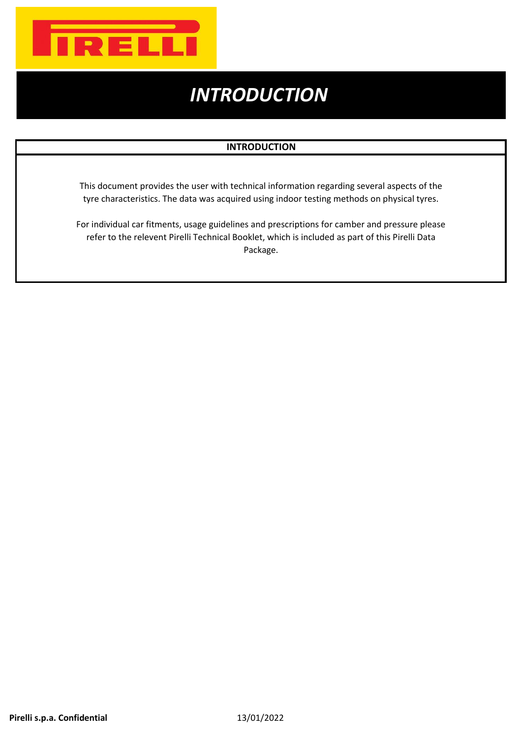# INTRODUCTION

## INTRODUCTION

This document provides the user with technical information regarding several aspects of the tyre characteristics. The data was acquired using indoor testing methods on physical tyres.

For individual car fitments, usage guidelines and prescriptions for camber and pressure please refer to the relevent Pirelli Technical Booklet, which is included as part of this Pirelli Data Package.

**Pirelli s.p.a. Confidential** 13/01/2022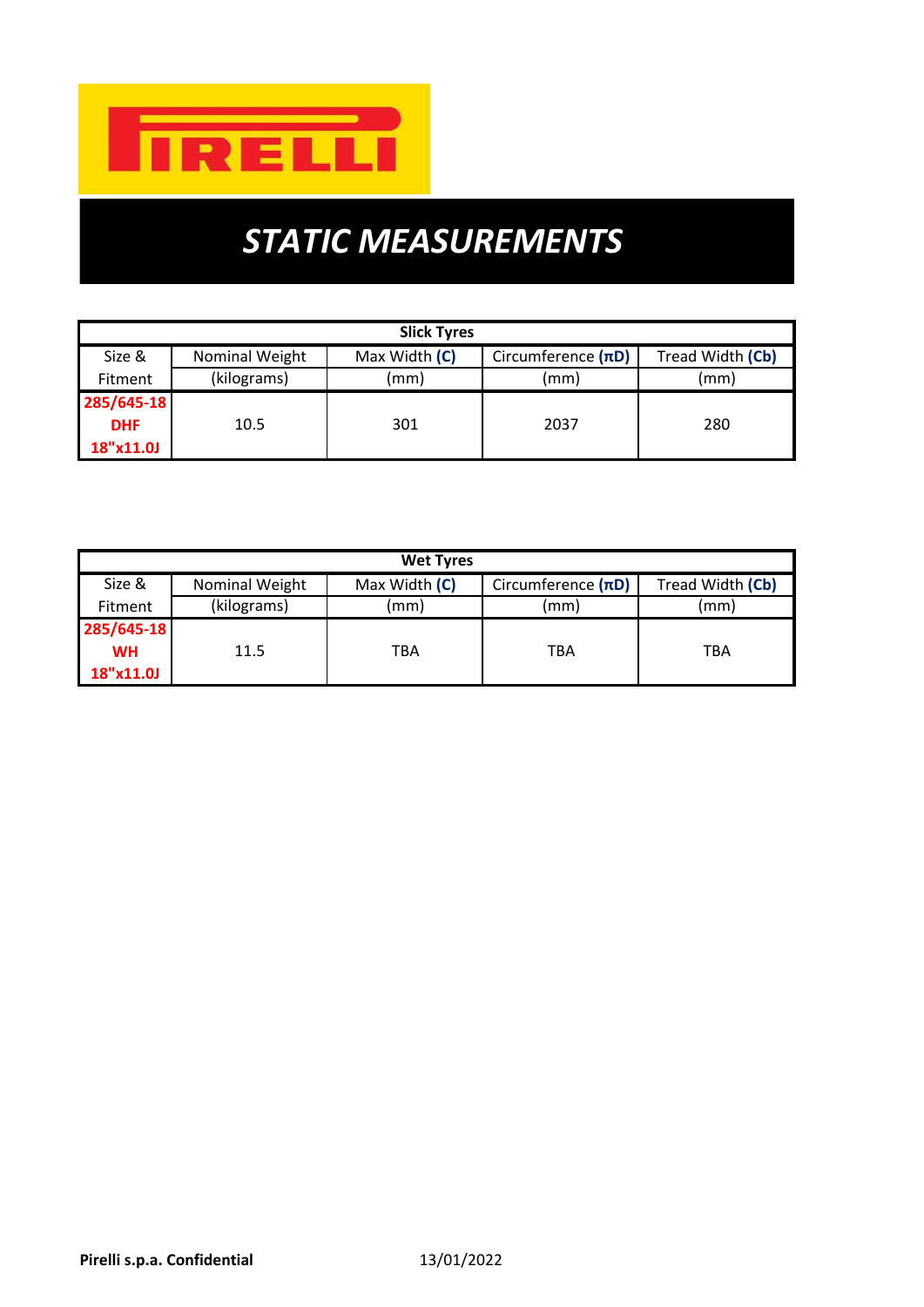# STATIC MEASUREMENTS

| Slick Tyres | | | | |
|---|---|---|---|---|
| Size & Fitment | Nominal Weight (kilograms) | Max Width **(C)** (mm) | Circumference **(πD)** (mm) | Tread Width **(Cb)** (mm) |
| **285/645-18 DHF 18"x11.0J** | 10.5 | 301 | 2037 | 280 |

| Wet Tyres | | | | |
|---|---|---|---|---|
| Size & Fitment | Nominal Weight (kilograms) | Max Width **(C)** (mm) | Circumference **(πD)** (mm) | Tread Width **(Cb)** (mm) |
| **285/645-18 WH 18"x11.0J** | 11.5 | TBA | TBA | TBA |

**Pirelli s.p.a. Confidential** 13/01/2022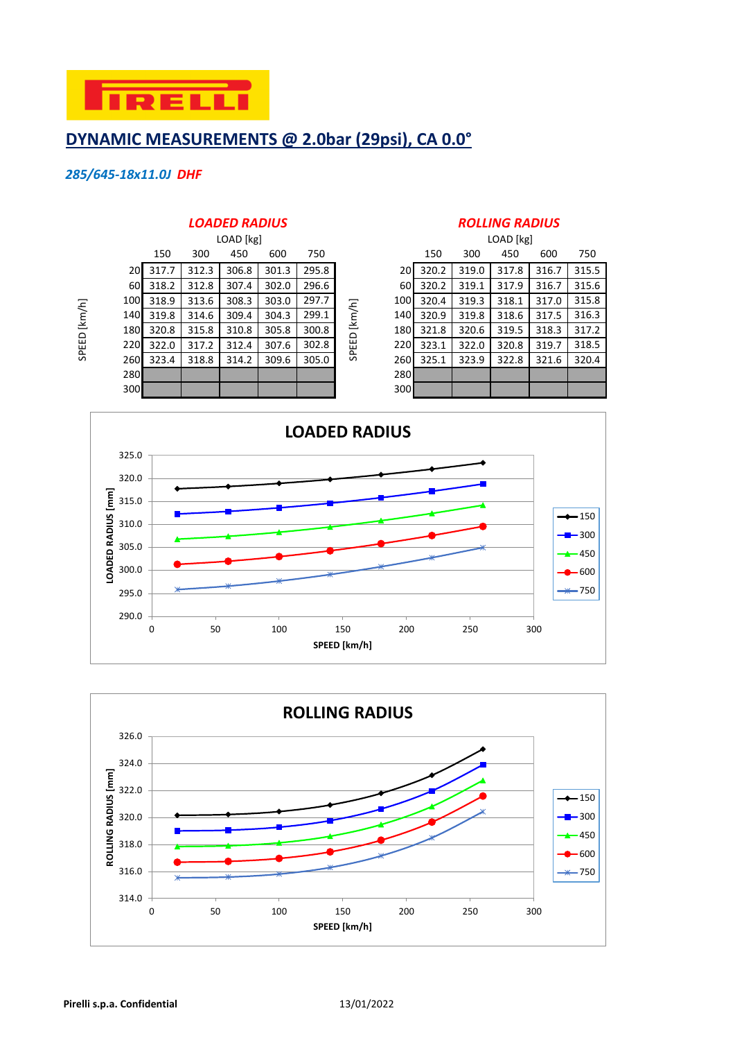PIRELLI

## DYNAMIC MEASUREMENTS @ 2.0bar (29psi), CA 0.0°

*285/645-18x11.0J DHF*

### LOADED RADIUS

| SPEED [km/h] | LOAD [kg] 150 | 300 | 450 | 600 | 750 |
|---|---|---|---|---|---|
| 20 | 317.7 | 312.3 | 306.8 | 301.3 | 295.8 |
| 60 | 318.2 | 312.8 | 307.4 | 302.0 | 296.6 |
| 100 | 318.9 | 313.6 | 308.3 | 303.0 | 297.7 |
| 140 | 319.8 | 314.6 | 309.4 | 304.3 | 299.1 |
| 180 | 320.8 | 315.8 | 310.8 | 305.8 | 300.8 |
| 220 | 322.0 | 317.2 | 312.4 | 307.6 | 302.8 |
| 260 | 323.4 | 318.8 | 314.2 | 309.6 | 305.0 |
| 280 | | | | | |
| 300 | | | | | |

### ROLLING RADIUS

| SPEED [km/h] | LOAD [kg] 150 | 300 | 450 | 600 | 750 |
|---|---|---|---|---|---|
| 20 | 320.2 | 319.0 | 317.8 | 316.7 | 315.5 |
| 60 | 320.2 | 319.1 | 317.9 | 316.7 | 315.6 |
| 100 | 320.4 | 319.3 | 318.1 | 317.0 | 315.8 |
| 140 | 320.9 | 319.8 | 318.6 | 317.5 | 316.3 |
| 180 | 321.8 | 320.6 | 319.5 | 318.3 | 317.2 |
| 220 | 323.1 | 322.0 | 320.8 | 319.7 | 318.5 |
| 260 | 325.1 | 323.9 | 322.8 | 321.6 | 320.4 |
| 280 | | | | | |
| 300 | | | | | |

Pirelli s.p.a. Confidential 13/01/2022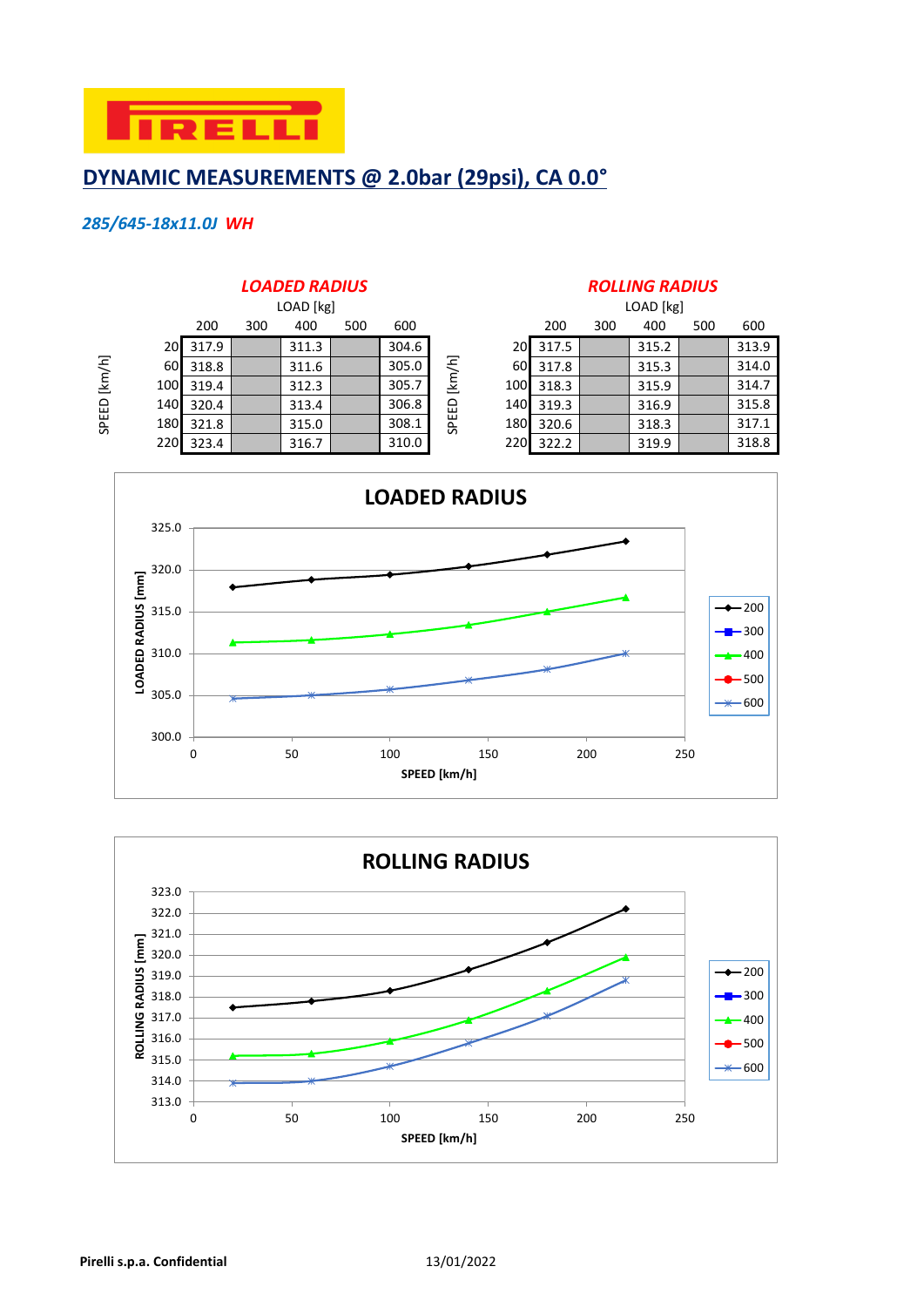PIRELLI

## DYNAMIC MEASUREMENTS @ 2.0bar (29psi), CA 0.0°

*285/645-18x11.0J* ***WH***

### *LOADED RADIUS*

| SPEED [km/h] \ LOAD [kg] | 200 | 300 | 400 | 500 | 600 |
|---|---|---|---|---|---|
| 20 | 317.9 | | 311.3 | | 304.6 |
| 60 | 318.8 | | 311.6 | | 305.0 |
| 100 | 319.4 | | 312.3 | | 305.7 |
| 140 | 320.4 | | 313.4 | | 306.8 |
| 180 | 321.8 | | 315.0 | | 308.1 |
| 220 | 323.4 | | 316.7 | | 310.0 |

### *ROLLING RADIUS*

| SPEED [km/h] \ LOAD [kg] | 200 | 300 | 400 | 500 | 600 |
|---|---|---|---|---|---|
| 20 | 317.5 | | 315.2 | | 313.9 |
| 60 | 317.8 | | 315.3 | | 314.0 |
| 100 | 318.3 | | 315.9 | | 314.7 |
| 140 | 319.3 | | 316.9 | | 315.8 |
| 180 | 320.6 | | 318.3 | | 317.1 |
| 220 | 322.2 | | 319.9 | | 318.8 |

**LOADED RADIUS**

(Chart: LOADED RADIUS [mm] vs SPEED [km/h]; series 200, 300, 400, 500, 600)

**ROLLING RADIUS**

(Chart: ROLLING RADIUS [mm] vs SPEED [km/h]; series 200, 300, 400, 500, 600)

**Pirelli s.p.a. Confidential** 13/01/2022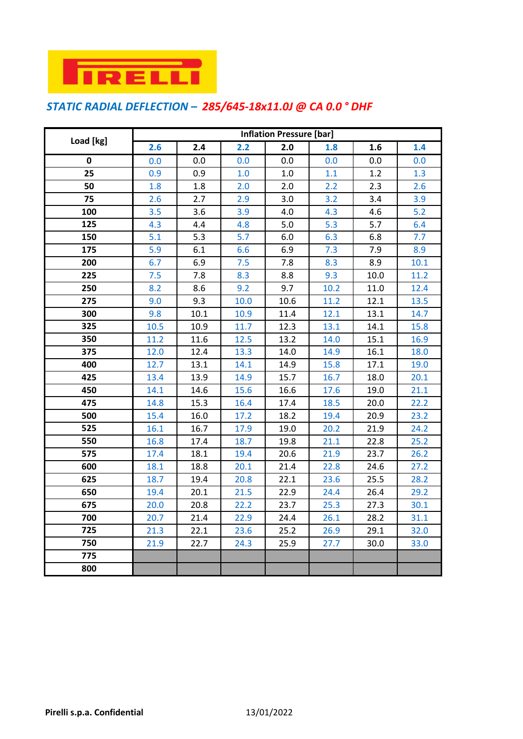PIRELLI

## *STATIC RADIAL DEFLECTION – 285/645-18x11.0J @ CA 0.0 ° DHF*

| Load [kg] | Inflation Pressure [bar] | | | | | | |
|---|---|---|---|---|---|---|---|
| | 2.6 | 2.4 | 2.2 | 2.0 | 1.8 | 1.6 | 1.4 |
| **0** | 0.0 | 0.0 | 0.0 | 0.0 | 0.0 | 0.0 | 0.0 |
| **25** | 0.9 | 0.9 | 1.0 | 1.0 | 1.1 | 1.2 | 1.3 |
| **50** | 1.8 | 1.8 | 2.0 | 2.0 | 2.2 | 2.3 | 2.6 |
| **75** | 2.6 | 2.7 | 2.9 | 3.0 | 3.2 | 3.4 | 3.9 |
| **100** | 3.5 | 3.6 | 3.9 | 4.0 | 4.3 | 4.6 | 5.2 |
| **125** | 4.3 | 4.4 | 4.8 | 5.0 | 5.3 | 5.7 | 6.4 |
| **150** | 5.1 | 5.3 | 5.7 | 6.0 | 6.3 | 6.8 | 7.7 |
| **175** | 5.9 | 6.1 | 6.6 | 6.9 | 7.3 | 7.9 | 8.9 |
| **200** | 6.7 | 6.9 | 7.5 | 7.8 | 8.3 | 8.9 | 10.1 |
| **225** | 7.5 | 7.8 | 8.3 | 8.8 | 9.3 | 10.0 | 11.2 |
| **250** | 8.2 | 8.6 | 9.2 | 9.7 | 10.2 | 11.0 | 12.4 |
| **275** | 9.0 | 9.3 | 10.0 | 10.6 | 11.2 | 12.1 | 13.5 |
| **300** | 9.8 | 10.1 | 10.9 | 11.4 | 12.1 | 13.1 | 14.7 |
| **325** | 10.5 | 10.9 | 11.7 | 12.3 | 13.1 | 14.1 | 15.8 |
| **350** | 11.2 | 11.6 | 12.5 | 13.2 | 14.0 | 15.1 | 16.9 |
| **375** | 12.0 | 12.4 | 13.3 | 14.0 | 14.9 | 16.1 | 18.0 |
| **400** | 12.7 | 13.1 | 14.1 | 14.9 | 15.8 | 17.1 | 19.0 |
| **425** | 13.4 | 13.9 | 14.9 | 15.7 | 16.7 | 18.0 | 20.1 |
| **450** | 14.1 | 14.6 | 15.6 | 16.6 | 17.6 | 19.0 | 21.1 |
| **475** | 14.8 | 15.3 | 16.4 | 17.4 | 18.5 | 20.0 | 22.2 |
| **500** | 15.4 | 16.0 | 17.2 | 18.2 | 19.4 | 20.9 | 23.2 |
| **525** | 16.1 | 16.7 | 17.9 | 19.0 | 20.2 | 21.9 | 24.2 |
| **550** | 16.8 | 17.4 | 18.7 | 19.8 | 21.1 | 22.8 | 25.2 |
| **575** | 17.4 | 18.1 | 19.4 | 20.6 | 21.9 | 23.7 | 26.2 |
| **600** | 18.1 | 18.8 | 20.1 | 21.4 | 22.8 | 24.6 | 27.2 |
| **625** | 18.7 | 19.4 | 20.8 | 22.1 | 23.6 | 25.5 | 28.2 |
| **650** | 19.4 | 20.1 | 21.5 | 22.9 | 24.4 | 26.4 | 29.2 |
| **675** | 20.0 | 20.8 | 22.2 | 23.7 | 25.3 | 27.3 | 30.1 |
| **700** | 20.7 | 21.4 | 22.9 | 24.4 | 26.1 | 28.2 | 31.1 |
| **725** | 21.3 | 22.1 | 23.6 | 25.2 | 26.9 | 29.1 | 32.0 |
| **750** | 21.9 | 22.7 | 24.3 | 25.9 | 27.7 | 30.0 | 33.0 |
| **775** | | | | | | | |
| **800** | | | | | | | |

**Pirelli s.p.a. Confidential** 13/01/2022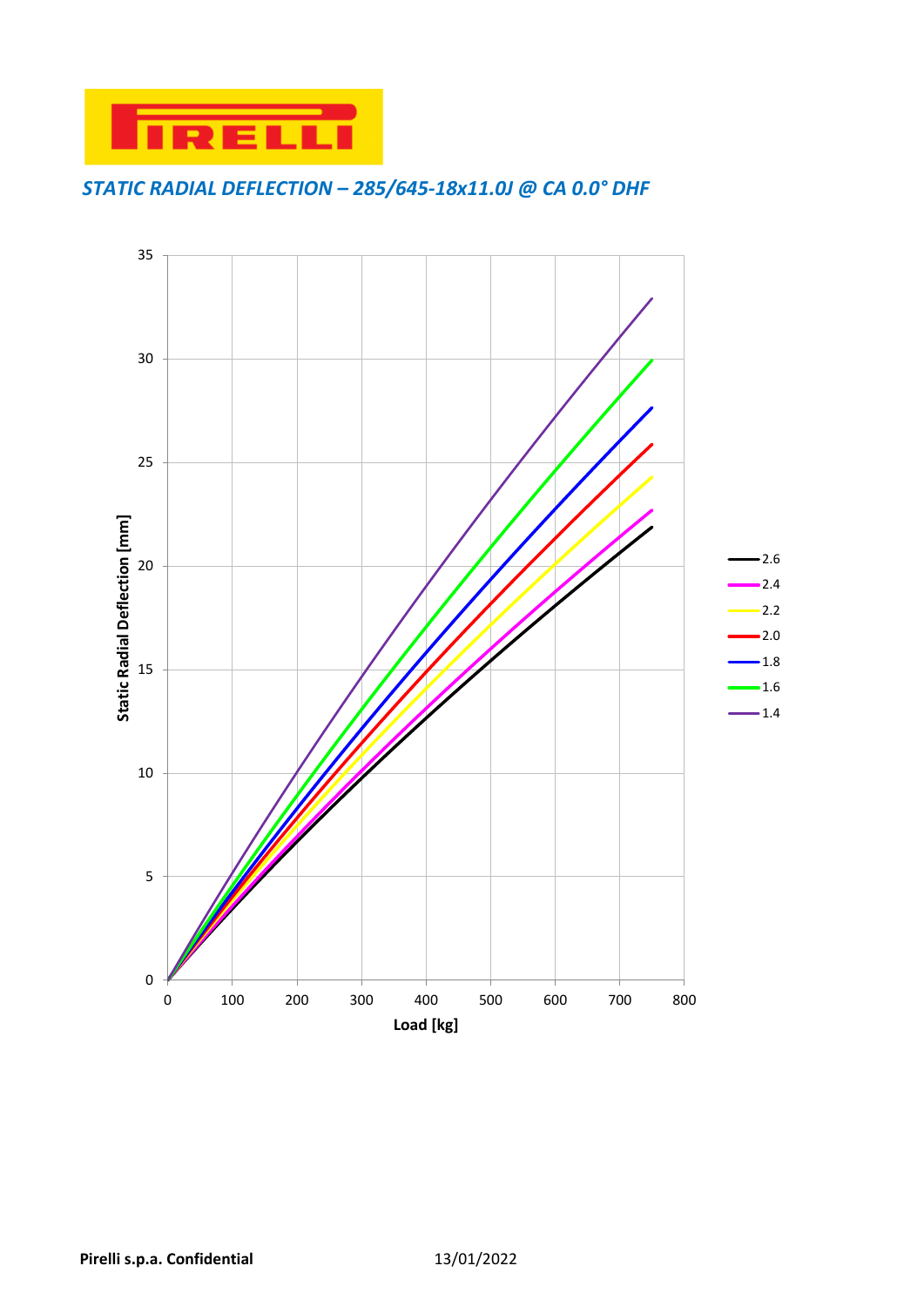## *STATIC RADIAL DEFLECTION – 285/645-18x11.0J @ CA 0.0° DHF*

Static Radial Deflection [mm]

Load [kg]

Legend: 2.6, 2.4, 2.2, 2.0, 1.8, 1.6, 1.4

**Pirelli s.p.a. Confidential** 13/01/2022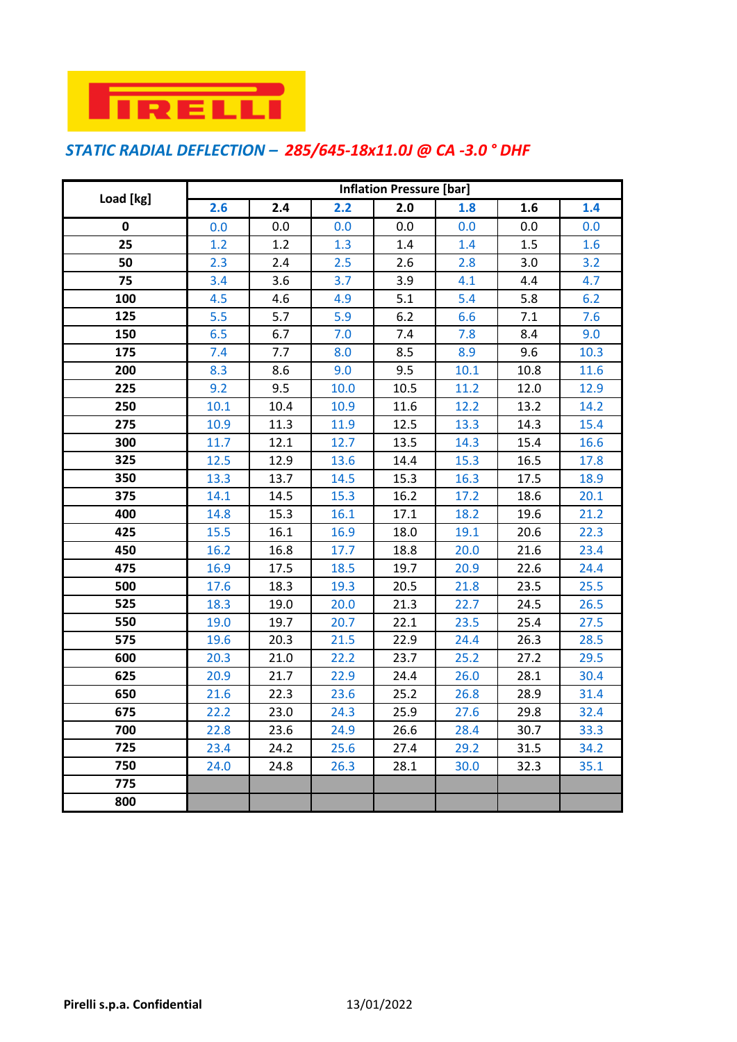PIRELLI

## *STATIC RADIAL DEFLECTION – 285/645-18x11.0J @ CA -3.0 ° DHF*

| Load [kg] | Inflation Pressure [bar] | | | | | | |
|---|---|---|---|---|---|---|---|
| | **2.6** | **2.4** | **2.2** | **2.0** | **1.8** | **1.6** | **1.4** |
| **0** | 0.0 | 0.0 | 0.0 | 0.0 | 0.0 | 0.0 | 0.0 |
| **25** | 1.2 | 1.2 | 1.3 | 1.4 | 1.4 | 1.5 | 1.6 |
| **50** | 2.3 | 2.4 | 2.5 | 2.6 | 2.8 | 3.0 | 3.2 |
| **75** | 3.4 | 3.6 | 3.7 | 3.9 | 4.1 | 4.4 | 4.7 |
| **100** | 4.5 | 4.6 | 4.9 | 5.1 | 5.4 | 5.8 | 6.2 |
| **125** | 5.5 | 5.7 | 5.9 | 6.2 | 6.6 | 7.1 | 7.6 |
| **150** | 6.5 | 6.7 | 7.0 | 7.4 | 7.8 | 8.4 | 9.0 |
| **175** | 7.4 | 7.7 | 8.0 | 8.5 | 8.9 | 9.6 | 10.3 |
| **200** | 8.3 | 8.6 | 9.0 | 9.5 | 10.1 | 10.8 | 11.6 |
| **225** | 9.2 | 9.5 | 10.0 | 10.5 | 11.2 | 12.0 | 12.9 |
| **250** | 10.1 | 10.4 | 10.9 | 11.6 | 12.2 | 13.2 | 14.2 |
| **275** | 10.9 | 11.3 | 11.9 | 12.5 | 13.3 | 14.3 | 15.4 |
| **300** | 11.7 | 12.1 | 12.7 | 13.5 | 14.3 | 15.4 | 16.6 |
| **325** | 12.5 | 12.9 | 13.6 | 14.4 | 15.3 | 16.5 | 17.8 |
| **350** | 13.3 | 13.7 | 14.5 | 15.3 | 16.3 | 17.5 | 18.9 |
| **375** | 14.1 | 14.5 | 15.3 | 16.2 | 17.2 | 18.6 | 20.1 |
| **400** | 14.8 | 15.3 | 16.1 | 17.1 | 18.2 | 19.6 | 21.2 |
| **425** | 15.5 | 16.1 | 16.9 | 18.0 | 19.1 | 20.6 | 22.3 |
| **450** | 16.2 | 16.8 | 17.7 | 18.8 | 20.0 | 21.6 | 23.4 |
| **475** | 16.9 | 17.5 | 18.5 | 19.7 | 20.9 | 22.6 | 24.4 |
| **500** | 17.6 | 18.3 | 19.3 | 20.5 | 21.8 | 23.5 | 25.5 |
| **525** | 18.3 | 19.0 | 20.0 | 21.3 | 22.7 | 24.5 | 26.5 |
| **550** | 19.0 | 19.7 | 20.7 | 22.1 | 23.5 | 25.4 | 27.5 |
| **575** | 19.6 | 20.3 | 21.5 | 22.9 | 24.4 | 26.3 | 28.5 |
| **600** | 20.3 | 21.0 | 22.2 | 23.7 | 25.2 | 27.2 | 29.5 |
| **625** | 20.9 | 21.7 | 22.9 | 24.4 | 26.0 | 28.1 | 30.4 |
| **650** | 21.6 | 22.3 | 23.6 | 25.2 | 26.8 | 28.9 | 31.4 |
| **675** | 22.2 | 23.0 | 24.3 | 25.9 | 27.6 | 29.8 | 32.4 |
| **700** | 22.8 | 23.6 | 24.9 | 26.6 | 28.4 | 30.7 | 33.3 |
| **725** | 23.4 | 24.2 | 25.6 | 27.4 | 29.2 | 31.5 | 34.2 |
| **750** | 24.0 | 24.8 | 26.3 | 28.1 | 30.0 | 32.3 | 35.1 |
| **775** | | | | | | | |
| **800** | | | | | | | |

**Pirelli s.p.a. Confidential** 13/01/2022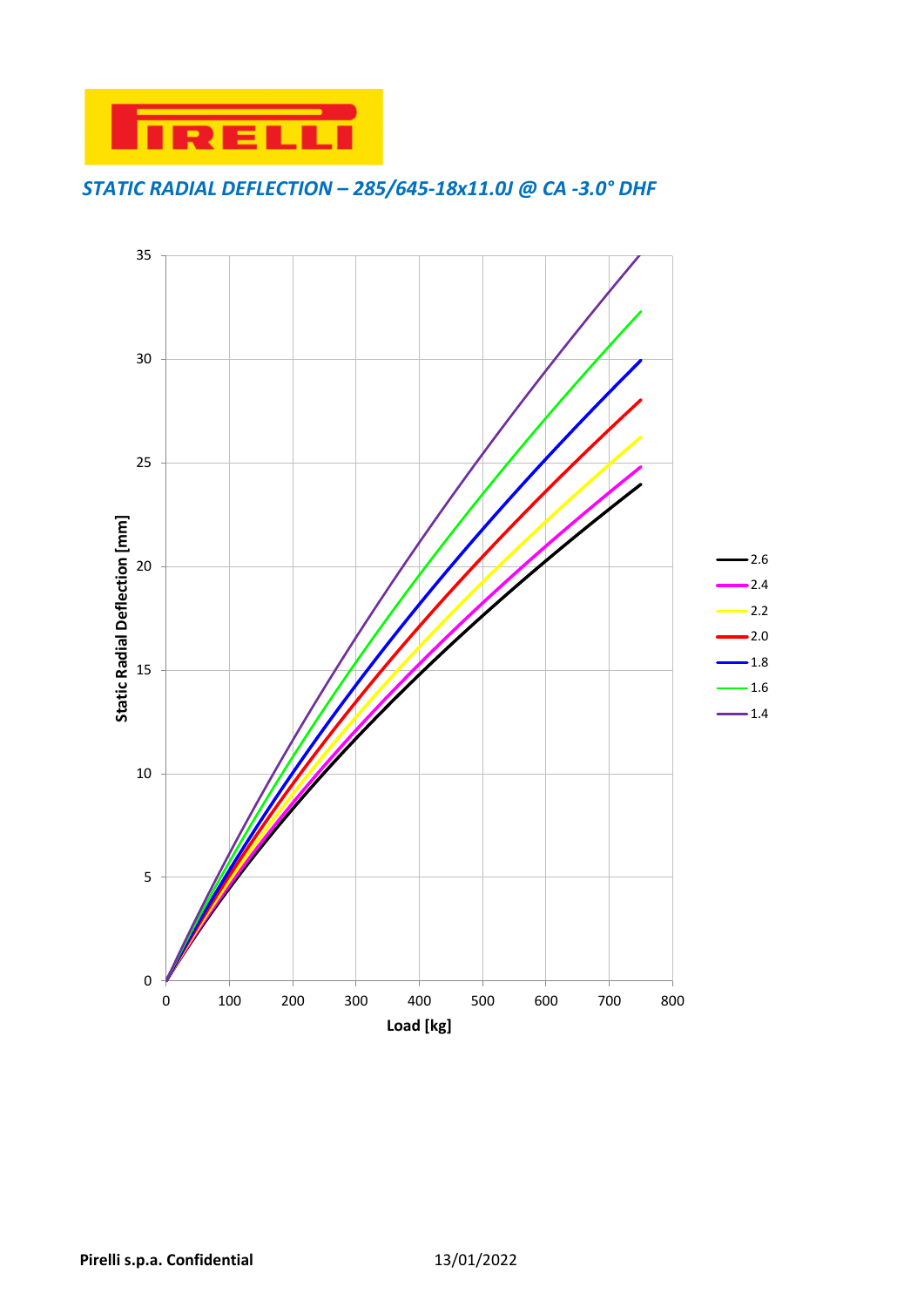PIRELLI

## *STATIC RADIAL DEFLECTION – 285/645-18x11.0J @ CA -3.0° DHF*

Static Radial Deflection [mm]

35
30
25
20
15
10
5
0

0
100
200
300
400
500
600
700
800

Load [kg]

2.6
2.4
2.2
2.0
1.8
1.6
1.4

**Pirelli s.p.a. Confidential** 13/01/2022